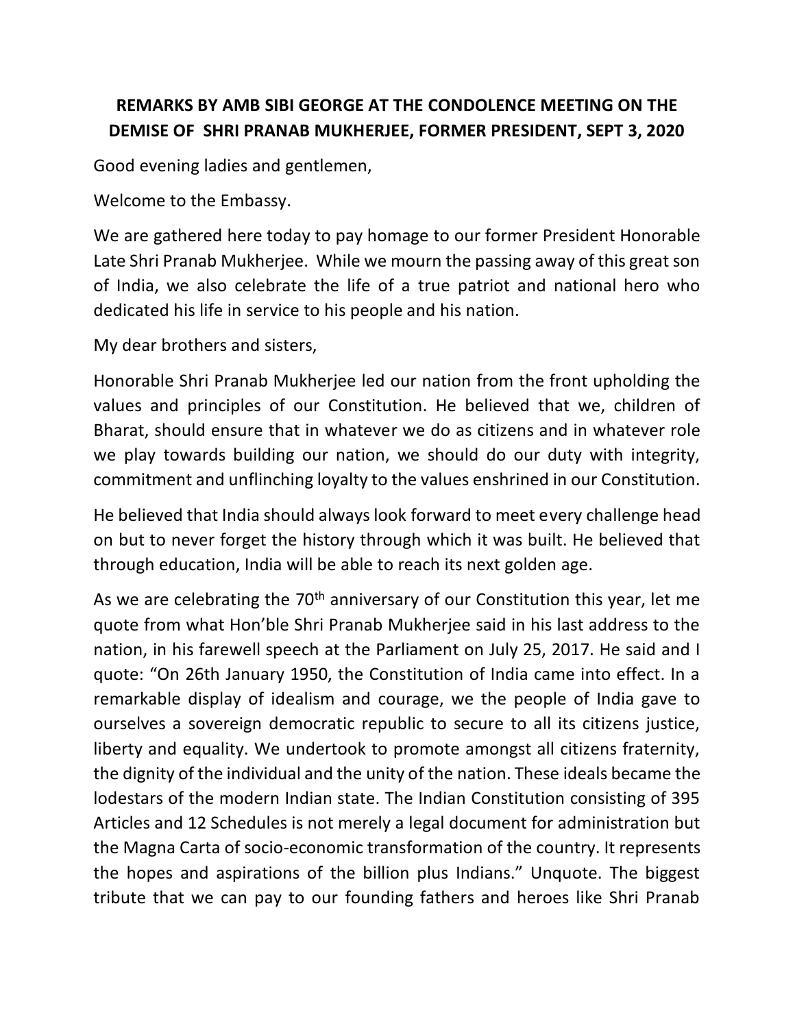**REMARKS BY AMB SIBI GEORGE AT THE CONDOLENCE MEETING ON THE DEMISE OF SHRI PRANAB MUKHERJEE, FORMER PRESIDENT, SEPT 3, 2020**

Good evening ladies and gentlemen,

Welcome to the Embassy.

We are gathered here today to pay homage to our former President Honorable Late Shri Pranab Mukherjee. While we mourn the passing away of this great son of India, we also celebrate the life of a true patriot and national hero who dedicated his life in service to his people and his nation.

My dear brothers and sisters,

Honorable Shri Pranab Mukherjee led our nation from the front upholding the values and principles of our Constitution. He believed that we, children of Bharat, should ensure that in whatever we do as citizens and in whatever role we play towards building our nation, we should do our duty with integrity, commitment and unflinching loyalty to the values enshrined in our Constitution.

He believed that India should always look forward to meet every challenge head on but to never forget the history through which it was built. He believed that through education, India will be able to reach its next golden age.

As we are celebrating the 70th anniversary of our Constitution this year, let me quote from what Hon'ble Shri Pranab Mukherjee said in his last address to the nation, in his farewell speech at the Parliament on July 25, 2017. He said and I quote: "On 26th January 1950, the Constitution of India came into effect. In a remarkable display of idealism and courage, we the people of India gave to ourselves a sovereign democratic republic to secure to all its citizens justice, liberty and equality. We undertook to promote amongst all citizens fraternity, the dignity of the individual and the unity of the nation. These ideals became the lodestars of the modern Indian state. The Indian Constitution consisting of 395 Articles and 12 Schedules is not merely a legal document for administration but the Magna Carta of socio-economic transformation of the country. It represents the hopes and aspirations of the billion plus Indians." Unquote. The biggest tribute that we can pay to our founding fathers and heroes like Shri Pranab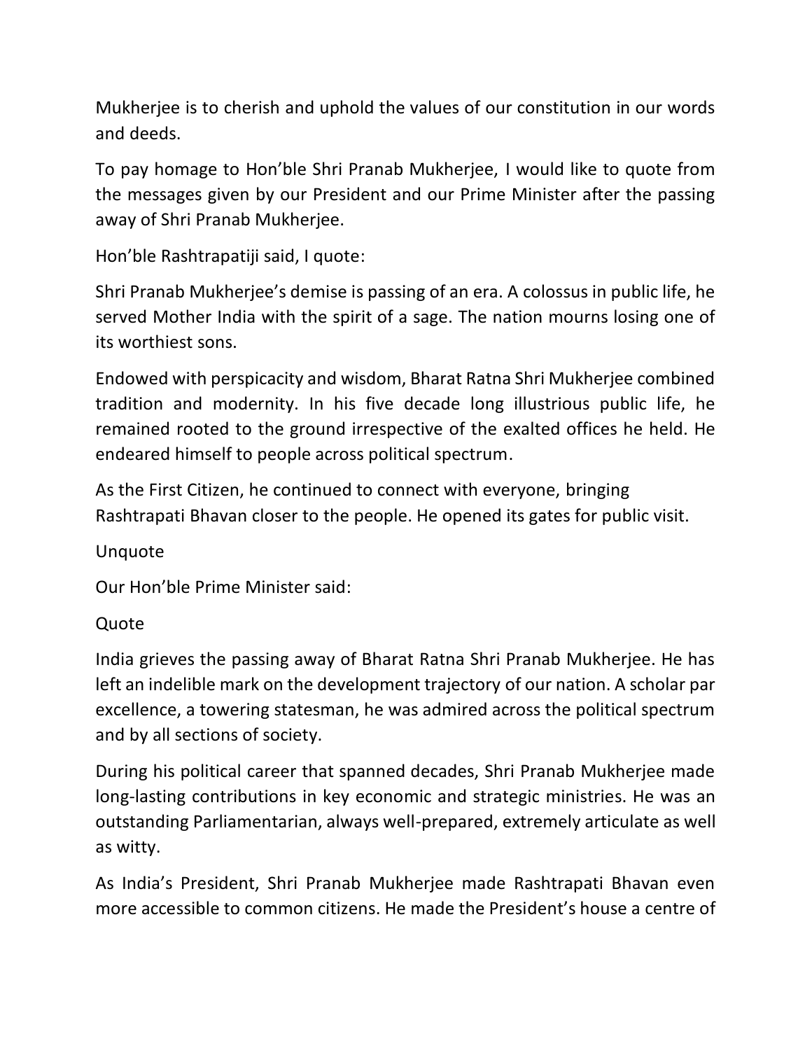Mukherjee is to cherish and uphold the values of our constitution in our words and deeds.

To pay homage to Hon'ble Shri Pranab Mukherjee, I would like to quote from the messages given by our President and our Prime Minister after the passing away of Shri Pranab Mukherjee.

Hon'ble Rashtrapatiji said, I quote:

Shri Pranab Mukherjee's demise is passing of an era. A colossus in public life, he served Mother India with the spirit of a sage. The nation mourns losing one of its worthiest sons.

Endowed with perspicacity and wisdom, Bharat Ratna Shri Mukherjee combined tradition and modernity. In his five decade long illustrious public life, he remained rooted to the ground irrespective of the exalted offices he held. He endeared himself to people across political spectrum.

As the First Citizen, he continued to connect with everyone, bringing Rashtrapati Bhavan closer to the people. He opened its gates for public visit.

Unquote

Our Hon'ble Prime Minister said:

Quote

India grieves the passing away of Bharat Ratna Shri Pranab Mukherjee. He has left an indelible mark on the development trajectory of our nation. A scholar par excellence, a towering statesman, he was admired across the political spectrum and by all sections of society.

During his political career that spanned decades, Shri Pranab Mukherjee made long-lasting contributions in key economic and strategic ministries. He was an outstanding Parliamentarian, always well-prepared, extremely articulate as well as witty.

As India's President, Shri Pranab Mukherjee made Rashtrapati Bhavan even more accessible to common citizens. He made the President's house a centre of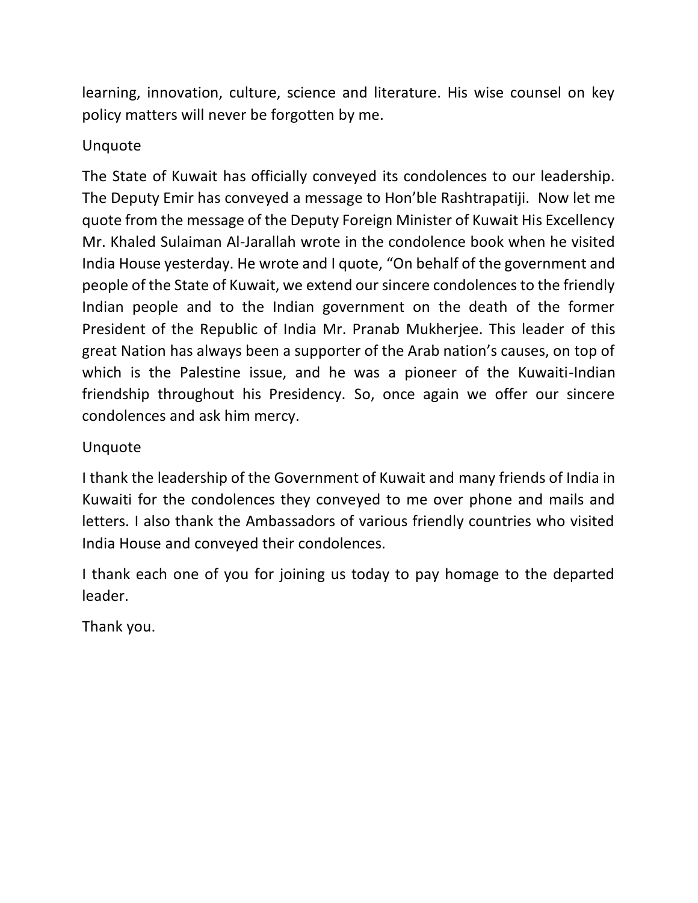learning, innovation, culture, science and literature. His wise counsel on key policy matters will never be forgotten by me.

Unquote

The State of Kuwait has officially conveyed its condolences to our leadership. The Deputy Emir has conveyed a message to Hon'ble Rashtrapatiji. Now let me quote from the message of the Deputy Foreign Minister of Kuwait His Excellency Mr. Khaled Sulaiman Al-Jarallah wrote in the condolence book when he visited India House yesterday. He wrote and I quote, "On behalf of the government and people of the State of Kuwait, we extend our sincere condolences to the friendly Indian people and to the Indian government on the death of the former President of the Republic of India Mr. Pranab Mukherjee. This leader of this great Nation has always been a supporter of the Arab nation's causes, on top of which is the Palestine issue, and he was a pioneer of the Kuwaiti-Indian friendship throughout his Presidency. So, once again we offer our sincere condolences and ask him mercy.

Unquote

I thank the leadership of the Government of Kuwait and many friends of India in Kuwaiti for the condolences they conveyed to me over phone and mails and letters. I also thank the Ambassadors of various friendly countries who visited India House and conveyed their condolences.

I thank each one of you for joining us today to pay homage to the departed leader.

Thank you.